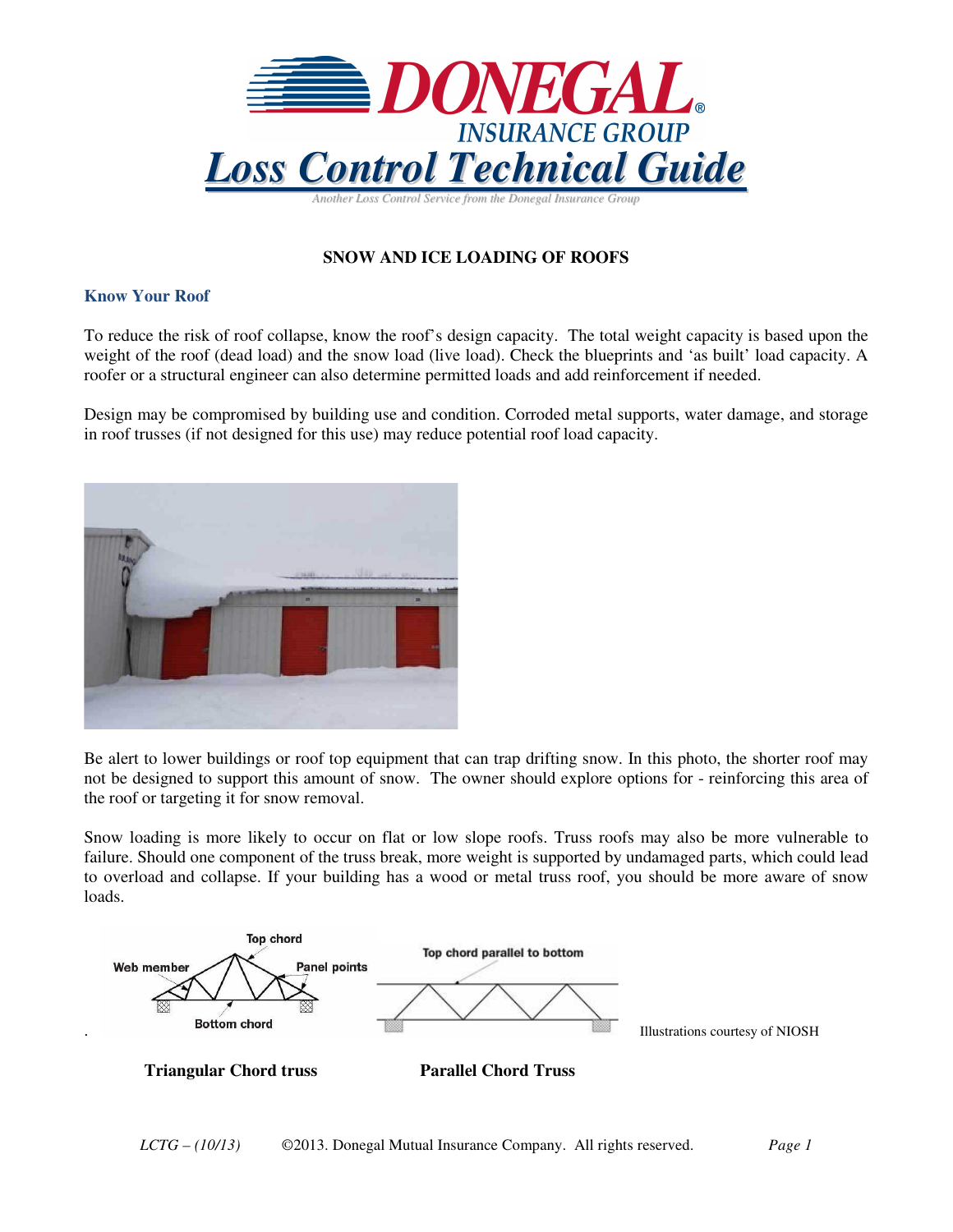# Loss Control Technical Guide

Another Loss Control Service from the Donegal Insurance Group

## SNOW AND ICE LOADING OF ROOFS

### Know Your Roof

To reduce the risk of roof collapse, know the roof's design capacity. The total weight capacity is based upon the weight of the roof (dead load) and the snow load (live load). Check the blueprints and 'as built' load capacity. A roofer or a structural engineer can also determine permitted loads and add reinforcement if needed.

Design may be compromised by building use and condition. Corroded metal supports, water damage, and storage in roof trusses (if not designed for this use) may reduce potential roof load capacity.

Be alert to lower buildings or roof top equipment that can trap drifting snow. In this photo, the shorter roof may not be designed to support this amount of snow. The owner should explore options for - reinforcing this area of the roof or targeting it for snow removal.

Snow loading is more likely to occur on flat or low slope roofs. Truss roofs may also be more vulnerable to failure. Should one component of the truss break, more weight is supported by undamaged parts, which could lead to overload and collapse. If your building has a wood or metal truss roof, you should be more aware of snow loads.

Illustrations courtesy of NIOSH

**Triangular Chord truss** **Parallel Chord Truss**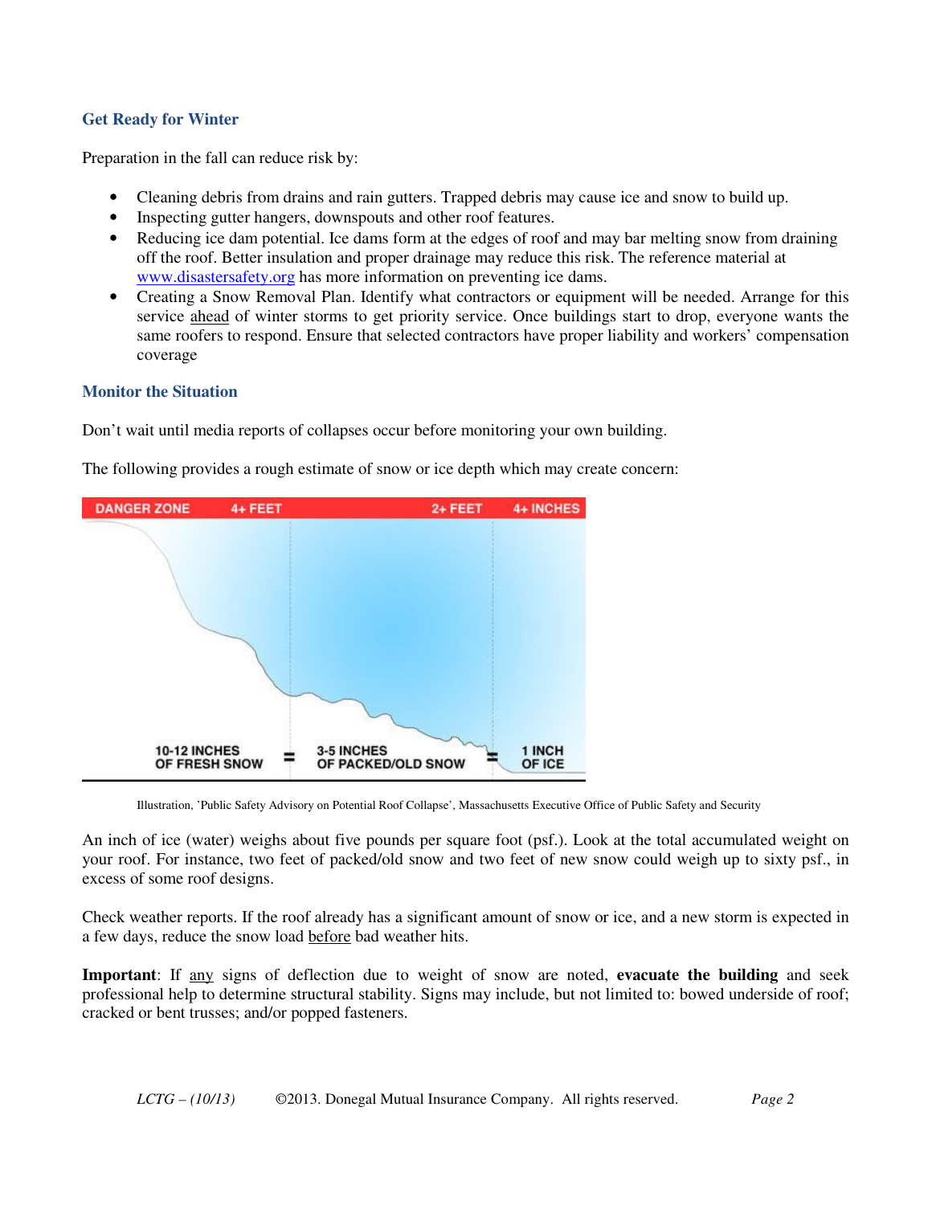### Get Ready for Winter

Preparation in the fall can reduce risk by:

- Cleaning debris from drains and rain gutters. Trapped debris may cause ice and snow to build up.
- Inspecting gutter hangers, downspouts and other roof features.
- Reducing ice dam potential. Ice dams form at the edges of roof and may bar melting snow from draining off the roof. Better insulation and proper drainage may reduce this risk. The reference material at www.disastersafety.org has more information on preventing ice dams.
- Creating a Snow Removal Plan. Identify what contractors or equipment will be needed. Arrange for this service ahead of winter storms to get priority service. Once buildings start to drop, everyone wants the same roofers to respond. Ensure that selected contractors have proper liability and workers' compensation coverage

### Monitor the Situation

Don't wait until media reports of collapses occur before monitoring your own building.

The following provides a rough estimate of snow or ice depth which may create concern:

| DANGER ZONE | 4+ FEET | | 2+ FEET | | 4+ INCHES |
|---|---|---|---|---|---|
| | 10-12 INCHES OF FRESH SNOW | = | 3-5 INCHES OF PACKED/OLD SNOW | = | 1 INCH OF ICE |

Illustration, 'Public Safety Advisory on Potential Roof Collapse', Massachusetts Executive Office of Public Safety and Security

An inch of ice (water) weighs about five pounds per square foot (psf.). Look at the total accumulated weight on your roof. For instance, two feet of packed/old snow and two feet of new snow could weigh up to sixty psf., in excess of some roof designs.

Check weather reports. If the roof already has a significant amount of snow or ice, and a new storm is expected in a few days, reduce the snow load before bad weather hits.

**Important**: If any signs of deflection due to weight of snow are noted, **evacuate the building** and seek professional help to determine structural stability. Signs may include, but not limited to: bowed underside of roof; cracked or bent trusses; and/or popped fasteners.

*LCTG – (10/13)* ©2013. Donegal Mutual Insurance Company. All rights reserved.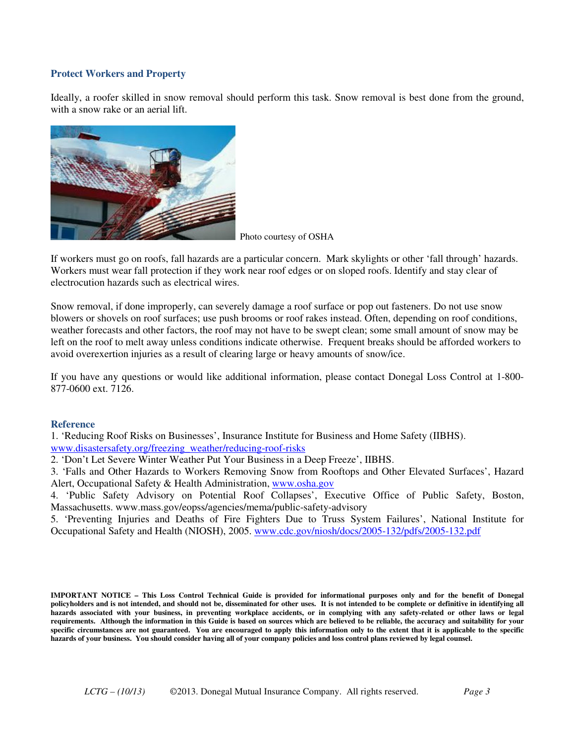## Protect Workers and Property

Ideally, a roofer skilled in snow removal should perform this task. Snow removal is best done from the ground, with a snow rake or an aerial lift.

Photo courtesy of OSHA

If workers must go on roofs, fall hazards are a particular concern. Mark skylights or other 'fall through' hazards. Workers must wear fall protection if they work near roof edges or on sloped roofs. Identify and stay clear of electrocution hazards such as electrical wires.

Snow removal, if done improperly, can severely damage a roof surface or pop out fasteners. Do not use snow blowers or shovels on roof surfaces; use push brooms or roof rakes instead. Often, depending on roof conditions, weather forecasts and other factors, the roof may not have to be swept clean; some small amount of snow may be left on the roof to melt away unless conditions indicate otherwise. Frequent breaks should be afforded workers to avoid overexertion injuries as a result of clearing large or heavy amounts of snow/ice.

If you have any questions or would like additional information, please contact Donegal Loss Control at 1-800-877-0600 ext. 7126.

## Reference

1. 'Reducing Roof Risks on Businesses', Insurance Institute for Business and Home Safety (IIBHS). www.disastersafety.org/freezing_weather/reducing-roof-risks
2. 'Don't Let Severe Winter Weather Put Your Business in a Deep Freeze', IIBHS.
3. 'Falls and Other Hazards to Workers Removing Snow from Rooftops and Other Elevated Surfaces', Hazard Alert, Occupational Safety & Health Administration, www.osha.gov
4. 'Public Safety Advisory on Potential Roof Collapses', Executive Office of Public Safety, Boston, Massachusetts. www.mass.gov/eopss/agencies/mema/public-safety-advisory
5. 'Preventing Injuries and Deaths of Fire Fighters Due to Truss System Failures', National Institute for Occupational Safety and Health (NIOSH), 2005. www.cdc.gov/niosh/docs/2005-132/pdfs/2005-132.pdf

**IMPORTANT NOTICE – This Loss Control Technical Guide is provided for informational purposes only and for the benefit of Donegal policyholders and is not intended, and should not be, disseminated for other uses. It is not intended to be complete or definitive in identifying all hazards associated with your business, in preventing workplace accidents, or in complying with any safety-related or other laws or legal requirements. Although the information in this Guide is based on sources which are believed to be reliable, the accuracy and suitability for your specific circumstances are not guaranteed. You are encouraged to apply this information only to the extent that it is applicable to the specific hazards of your business. You should consider having all of your company policies and loss control plans reviewed by legal counsel.**

*LCTG – (10/13)* ©2013. Donegal Mutual Insurance Company. All rights reserved.